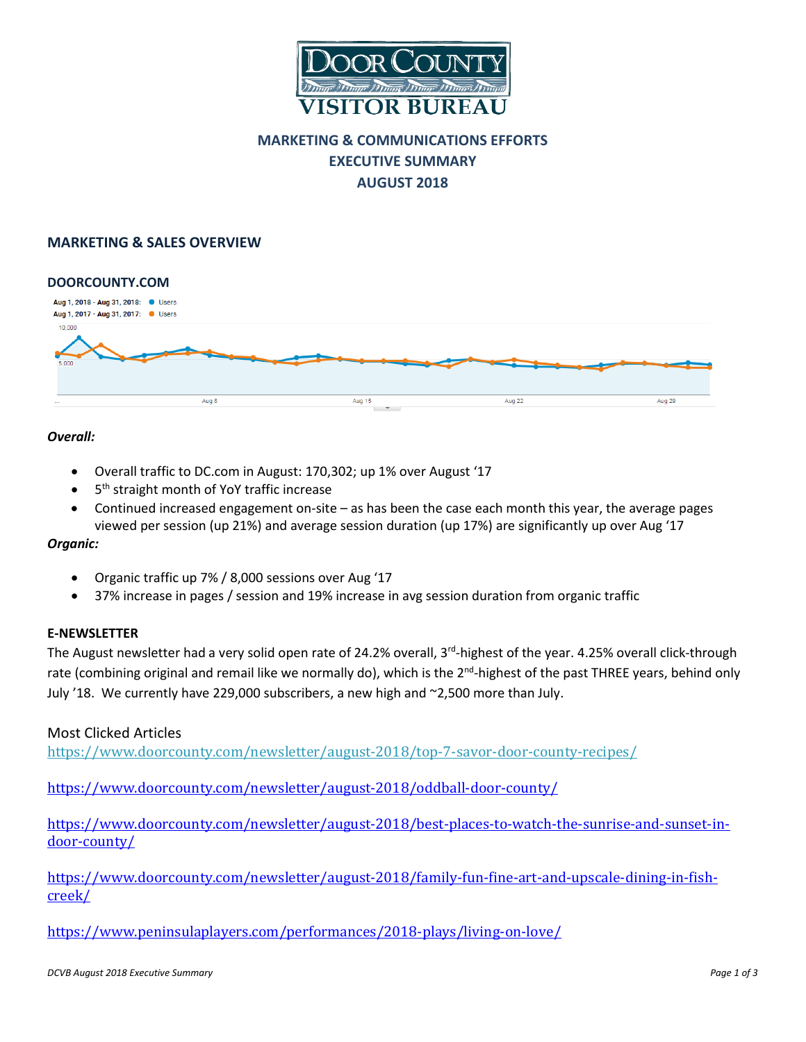# DOOR COUNTY VISITOR BUREAU

**MARKETING & COMMUNICATIONS EFFORTS**
**EXECUTIVE SUMMARY**
**AUGUST 2018**

## MARKETING & SALES OVERVIEW

### DOORCOUNTY.COM

***Overall:***

- Overall traffic to DC.com in August: 170,302; up 1% over August '17
- 5th straight month of YoY traffic increase
- Continued increased engagement on-site – as has been the case each month this year, the average pages viewed per session (up 21%) and average session duration (up 17%) are significantly up over Aug '17

***Organic:***

- Organic traffic up 7% / 8,000 sessions over Aug '17
- 37% increase in pages / session and 19% increase in avg session duration from organic traffic

### E-NEWSLETTER

The August newsletter had a very solid open rate of 24.2% overall, 3rd-highest of the year. 4.25% overall click-through rate (combining original and remail like we normally do), which is the 2nd-highest of the past THREE years, behind only July '18. We currently have 229,000 subscribers, a new high and ~2,500 more than July.

Most Clicked Articles

https://www.doorcounty.com/newsletter/august-2018/top-7-savor-door-county-recipes/

https://www.doorcounty.com/newsletter/august-2018/oddball-door-county/

https://www.doorcounty.com/newsletter/august-2018/best-places-to-watch-the-sunrise-and-sunset-in-door-county/

https://www.doorcounty.com/newsletter/august-2018/family-fun-fine-art-and-upscale-dining-in-fish-creek/

https://www.peninsulaplayers.com/performances/2018-plays/living-on-love/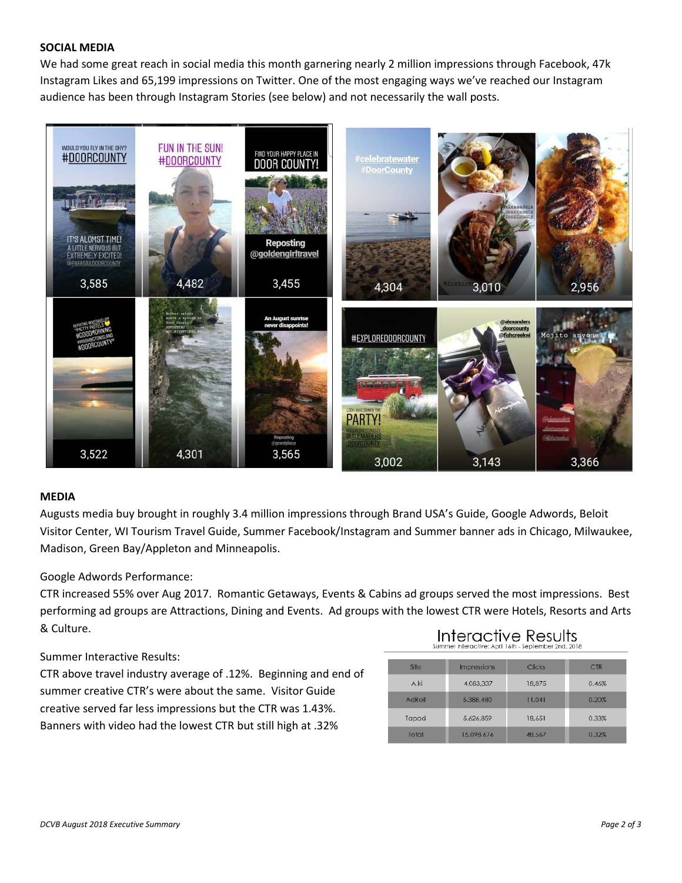**SOCIAL MEDIA**

We had some great reach in social media this month garnering nearly 2 million impressions through Facebook, 47k Instagram Likes and 65,199 impressions on Twitter. One of the most engaging ways we've reached our Instagram audience has been through Instagram Stories (see below) and not necessarily the wall posts.

**MEDIA**

Augusts media buy brought in roughly 3.4 million impressions through Brand USA's Guide, Google Adwords, Beloit Visitor Center, WI Tourism Travel Guide, Summer Facebook/Instagram and Summer banner ads in Chicago, Milwaukee, Madison, Green Bay/Appleton and Minneapolis.

Google Adwords Performance:

CTR increased 55% over Aug 2017. Romantic Getaways, Events & Cabins ad groups served the most impressions. Best performing ad groups are Attractions, Dining and Events. Ad groups with the lowest CTR were Hotels, Resorts and Arts & Culture.

Summer Interactive Results:

CTR above travel industry average of .12%. Beginning and end of summer creative CTR's were about the same. Visitor Guide creative served far less impressions but the CTR was 1.43%. Banners with video had the lowest CTR but still high at .32%

**Interactive Results**

Summer Interactive: April 16th - September 2nd, 2018

| Site | Impressions | Clicks | CTR |
| --- | --- | --- | --- |
| A.ki | 4,083,337 | 18,875 | 0.46% |
| AdRoll | 5,388,480 | 11,041 | 0.20% |
| Tapad | 5,626,859 | 18,651 | 0.33% |
| Total | 15,098,676 | 48,567 | 0.32% |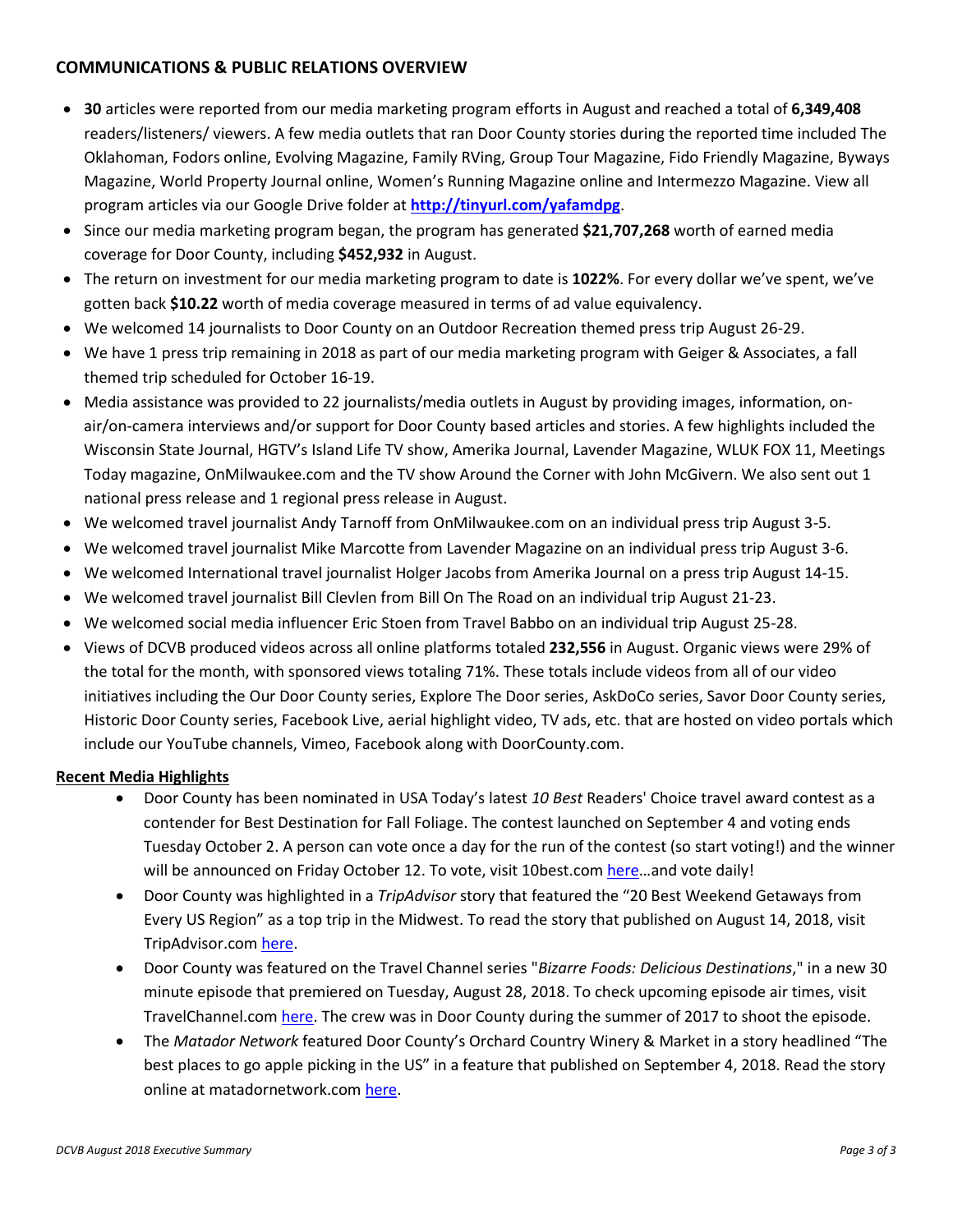## COMMUNICATIONS & PUBLIC RELATIONS OVERVIEW

- **30** articles were reported from our media marketing program efforts in August and reached a total of **6,349,408** readers/listeners/ viewers. A few media outlets that ran Door County stories during the reported time included The Oklahoman, Fodors online, Evolving Magazine, Family RVing, Group Tour Magazine, Fido Friendly Magazine, Byways Magazine, World Property Journal online, Women's Running Magazine online and Intermezzo Magazine. View all program articles via our Google Drive folder at **http://tinyurl.com/yafamdpg**.
- Since our media marketing program began, the program has generated **$21,707,268** worth of earned media coverage for Door County, including **$452,932** in August.
- The return on investment for our media marketing program to date is **1022%**. For every dollar we've spent, we've gotten back **$10.22** worth of media coverage measured in terms of ad value equivalency.
- We welcomed 14 journalists to Door County on an Outdoor Recreation themed press trip August 26-29.
- We have 1 press trip remaining in 2018 as part of our media marketing program with Geiger & Associates, a fall themed trip scheduled for October 16-19.
- Media assistance was provided to 22 journalists/media outlets in August by providing images, information, on-air/on-camera interviews and/or support for Door County based articles and stories. A few highlights included the Wisconsin State Journal, HGTV's Island Life TV show, Amerika Journal, Lavender Magazine, WLUK FOX 11, Meetings Today magazine, OnMilwaukee.com and the TV show Around the Corner with John McGivern. We also sent out 1 national press release and 1 regional press release in August.
- We welcomed travel journalist Andy Tarnoff from OnMilwaukee.com on an individual press trip August 3-5.
- We welcomed travel journalist Mike Marcotte from Lavender Magazine on an individual press trip August 3-6.
- We welcomed International travel journalist Holger Jacobs from Amerika Journal on a press trip August 14-15.
- We welcomed travel journalist Bill Clevlen from Bill On The Road on an individual trip August 21-23.
- We welcomed social media influencer Eric Stoen from Travel Babbo on an individual trip August 25-28.
- Views of DCVB produced videos across all online platforms totaled **232,556** in August. Organic views were 29% of the total for the month, with sponsored views totaling 71%. These totals include videos from all of our video initiatives including the Our Door County series, Explore The Door series, AskDoCo series, Savor Door County series, Historic Door County series, Facebook Live, aerial highlight video, TV ads, etc. that are hosted on video portals which include our YouTube channels, Vimeo, Facebook along with DoorCounty.com.

**Recent Media Highlights**

- Door County has been nominated in USA Today's latest *10 Best* Readers' Choice travel award contest as a contender for Best Destination for Fall Foliage. The contest launched on September 4 and voting ends Tuesday October 2. A person can vote once a day for the run of the contest (so start voting!) and the winner will be announced on Friday October 12. To vote, visit 10best.com here…and vote daily!
- Door County was highlighted in a *TripAdvisor* story that featured the "20 Best Weekend Getaways from Every US Region" as a top trip in the Midwest. To read the story that published on August 14, 2018, visit TripAdvisor.com here.
- Door County was featured on the Travel Channel series "*Bizarre Foods: Delicious Destinations*," in a new 30 minute episode that premiered on Tuesday, August 28, 2018. To check upcoming episode air times, visit TravelChannel.com here. The crew was in Door County during the summer of 2017 to shoot the episode.
- The *Matador Network* featured Door County's Orchard Country Winery & Market in a story headlined "The best places to go apple picking in the US" in a feature that published on September 4, 2018. Read the story online at matadornetwork.com here.